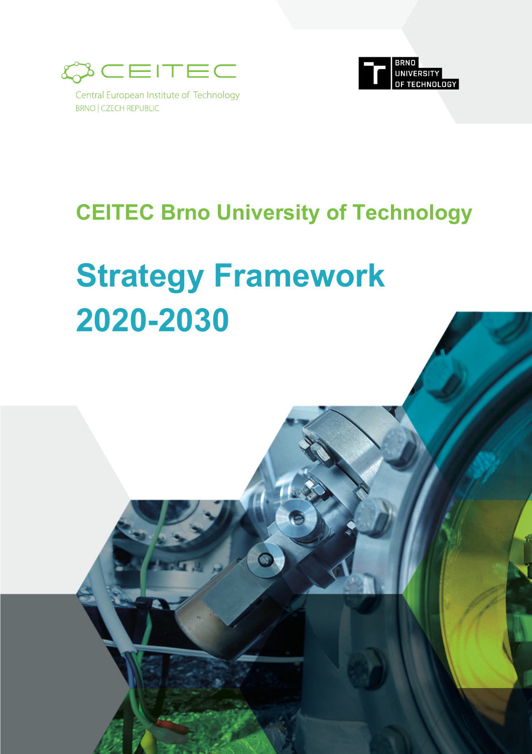CEITEC

Central European Institute of Technology
BRNO | CZECH REPUBLIC

BRNO UNIVERSITY OF TECHNOLOGY

## CEITEC Brno University of Technology

# Strategy Framework 2020-2030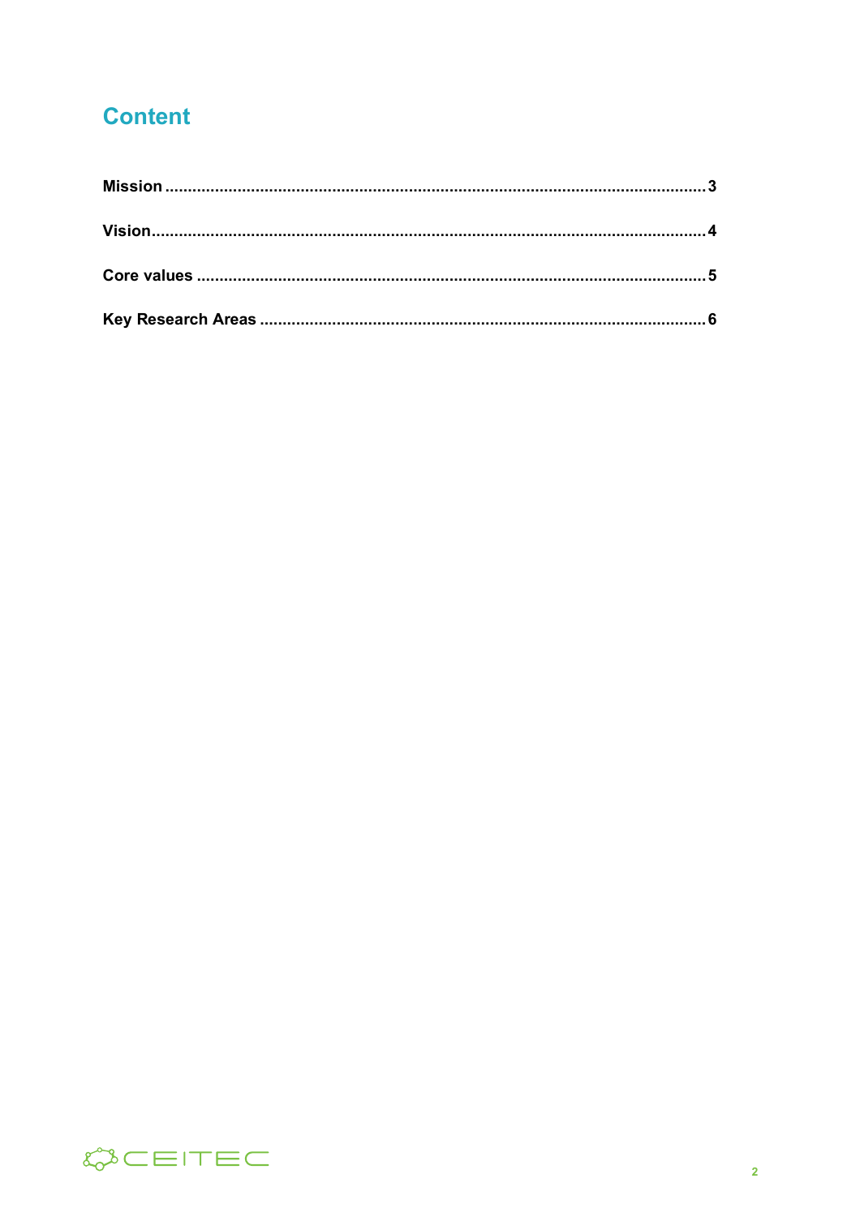## Content

**Mission** .......................................................................................................... 3

**Vision** ............................................................................................................. 4

**Core values** ..................................................................................................... 5

**Key Research Areas** ....................................................................................... 6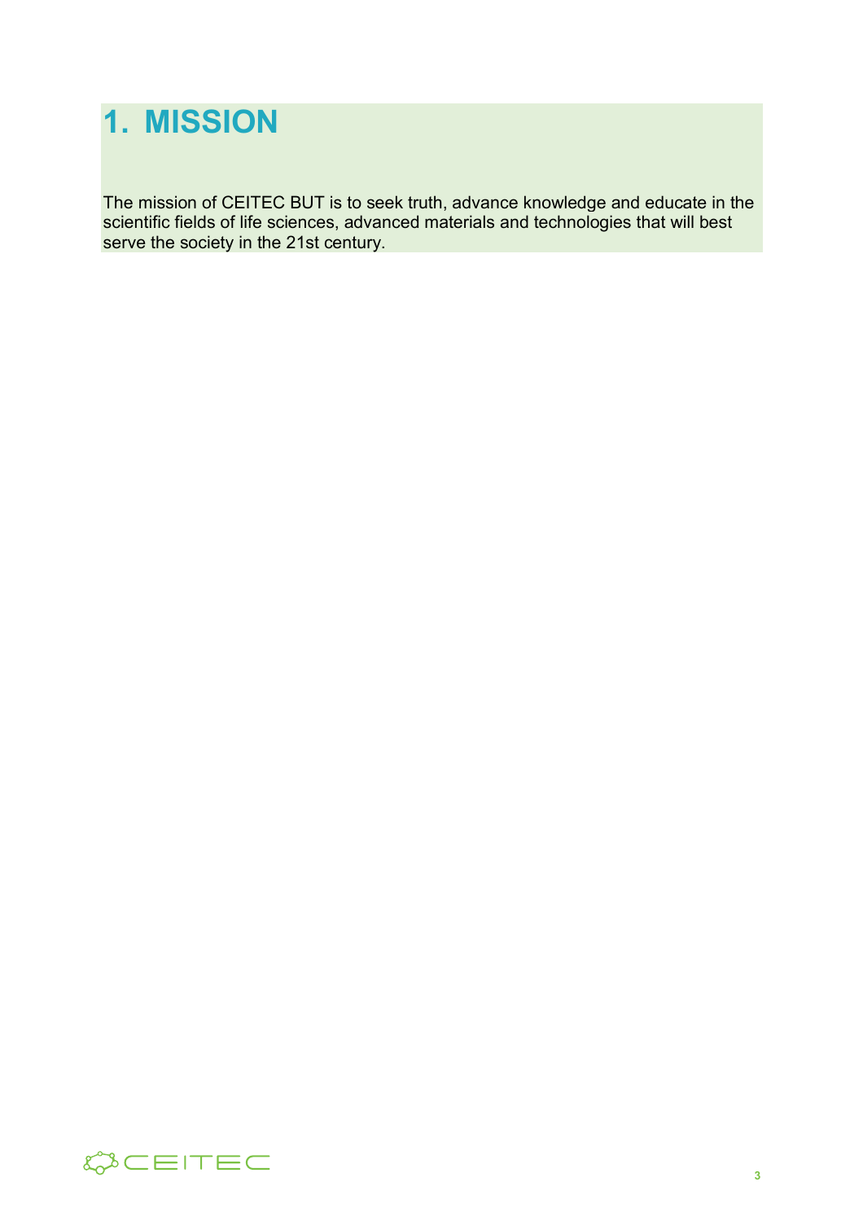# 1. MISSION

The mission of CEITEC BUT is to seek truth, advance knowledge and educate in the scientific fields of life sciences, advanced materials and technologies that will best serve the society in the 21st century.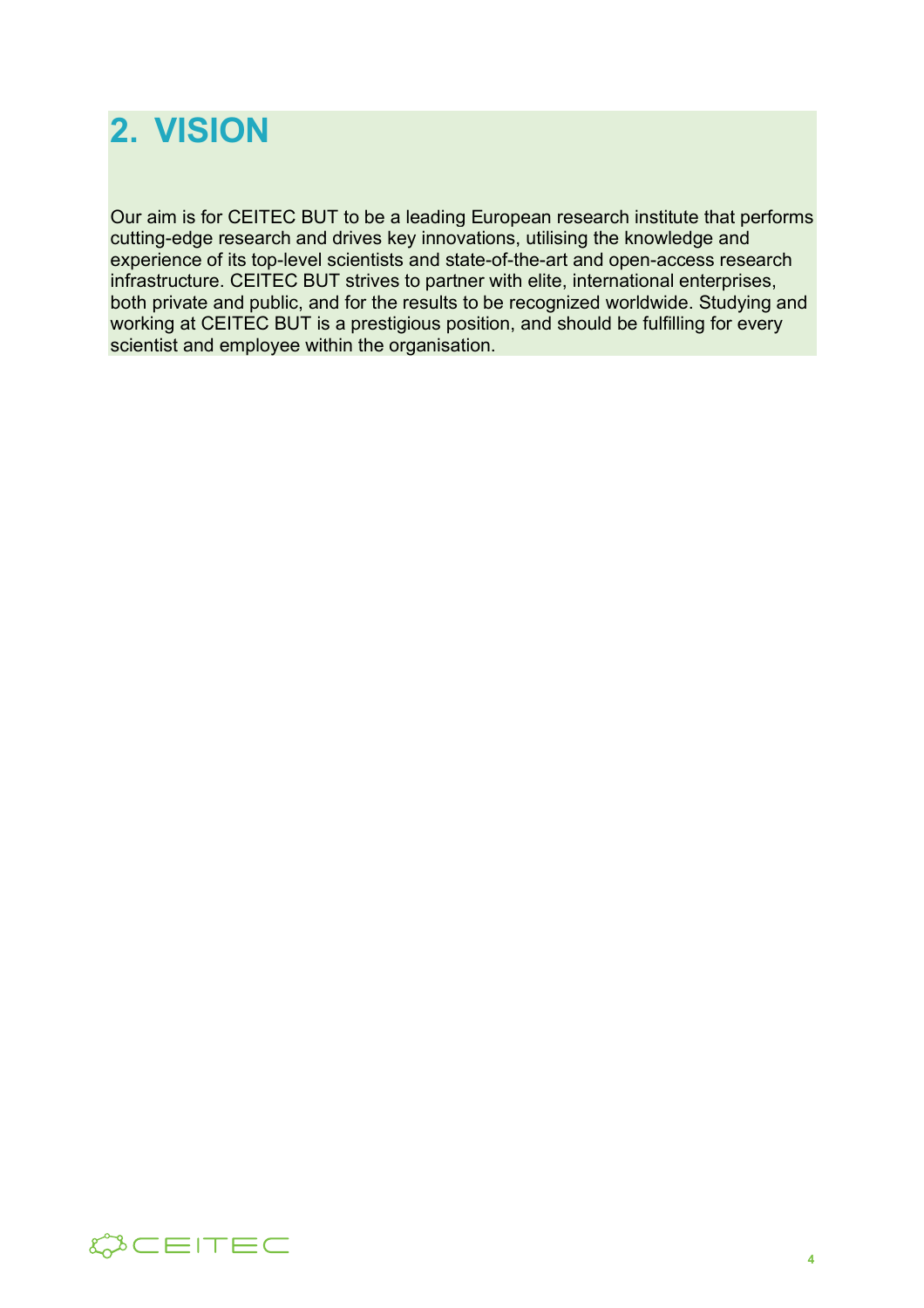# 2. VISION

Our aim is for CEITEC BUT to be a leading European research institute that performs cutting-edge research and drives key innovations, utilising the knowledge and experience of its top-level scientists and state-of-the-art and open-access research infrastructure. CEITEC BUT strives to partner with elite, international enterprises, both private and public, and for the results to be recognized worldwide. Studying and working at CEITEC BUT is a prestigious position, and should be fulfilling for every scientist and employee within the organisation.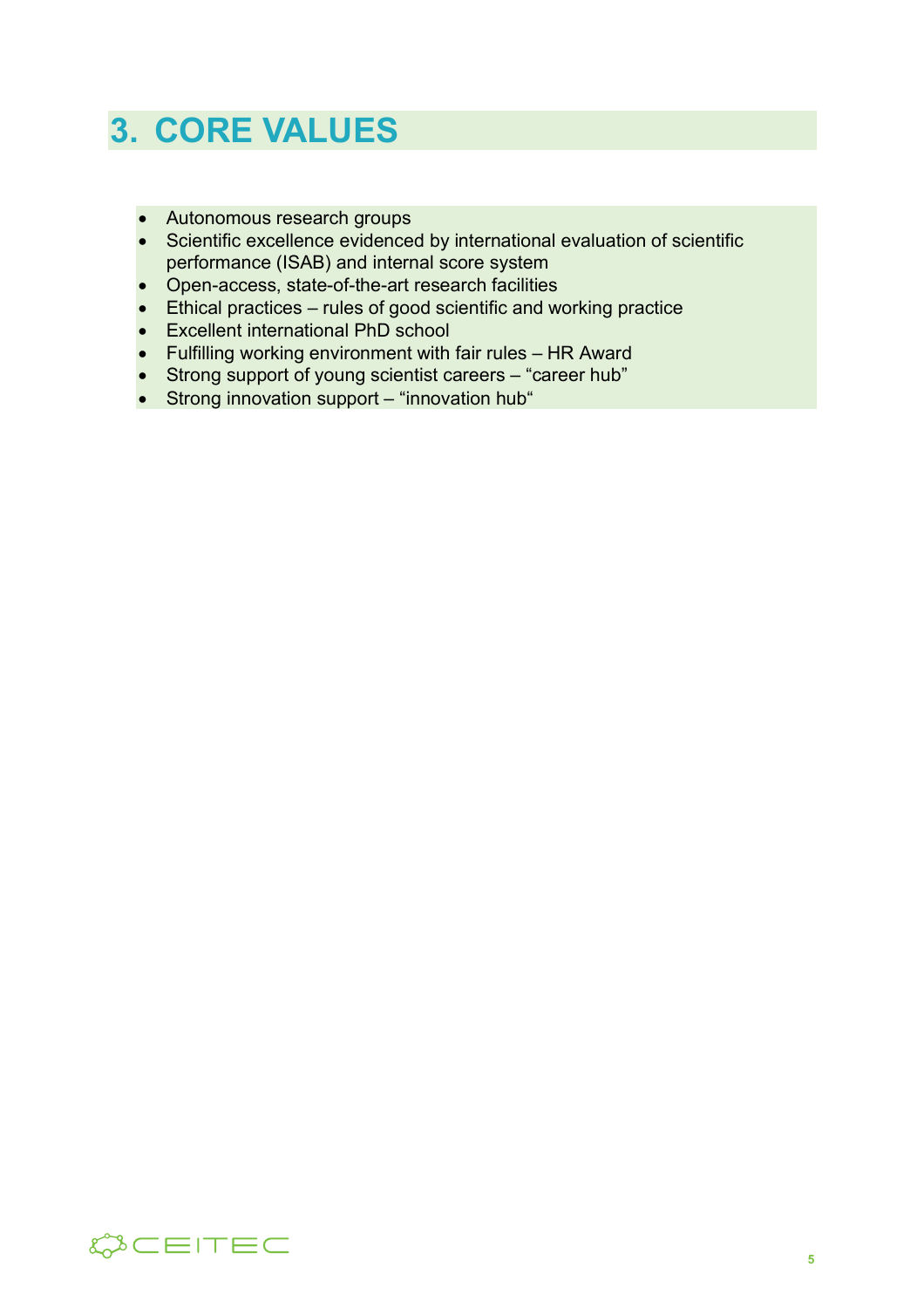# 3. CORE VALUES

- Autonomous research groups
- Scientific excellence evidenced by international evaluation of scientific performance (ISAB) and internal score system
- Open-access, state-of-the-art research facilities
- Ethical practices – rules of good scientific and working practice
- Excellent international PhD school
- Fulfilling working environment with fair rules – HR Award
- Strong support of young scientist careers – “career hub”
- Strong innovation support – “innovation hub“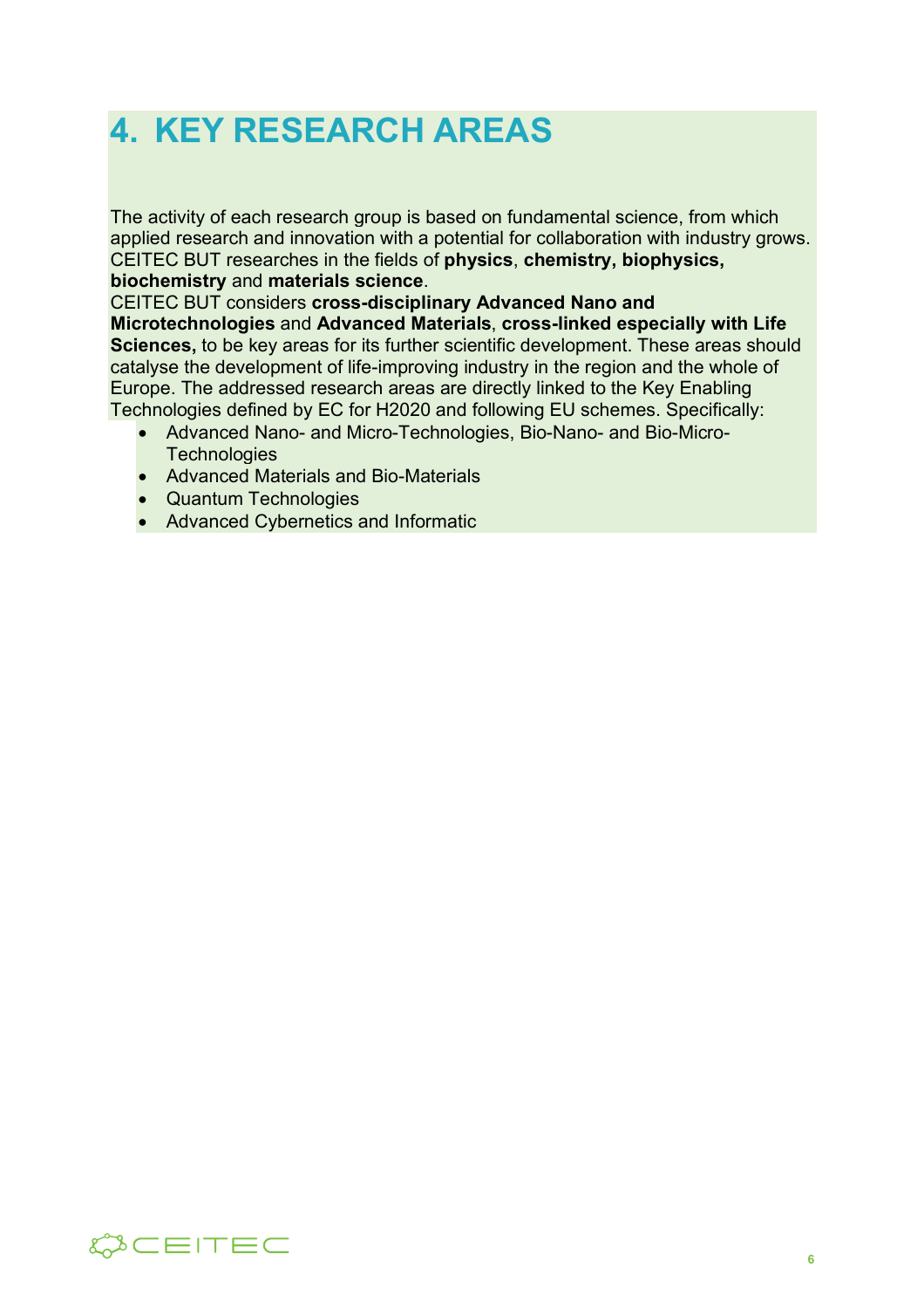# 4. KEY RESEARCH AREAS

The activity of each research group is based on fundamental science, from which applied research and innovation with a potential for collaboration with industry grows. CEITEC BUT researches in the fields of **physics**, **chemistry, biophysics, biochemistry** and **materials science**.
CEITEC BUT considers **cross-disciplinary Advanced Nano and Microtechnologies** and **Advanced Materials**, **cross-linked especially with Life Sciences,** to be key areas for its further scientific development. These areas should catalyse the development of life-improving industry in the region and the whole of Europe. The addressed research areas are directly linked to the Key Enabling Technologies defined by EC for H2020 and following EU schemes. Specifically:

- Advanced Nano- and Micro-Technologies, Bio-Nano- and Bio-Micro-Technologies
- Advanced Materials and Bio-Materials
- Quantum Technologies
- Advanced Cybernetics and Informatic